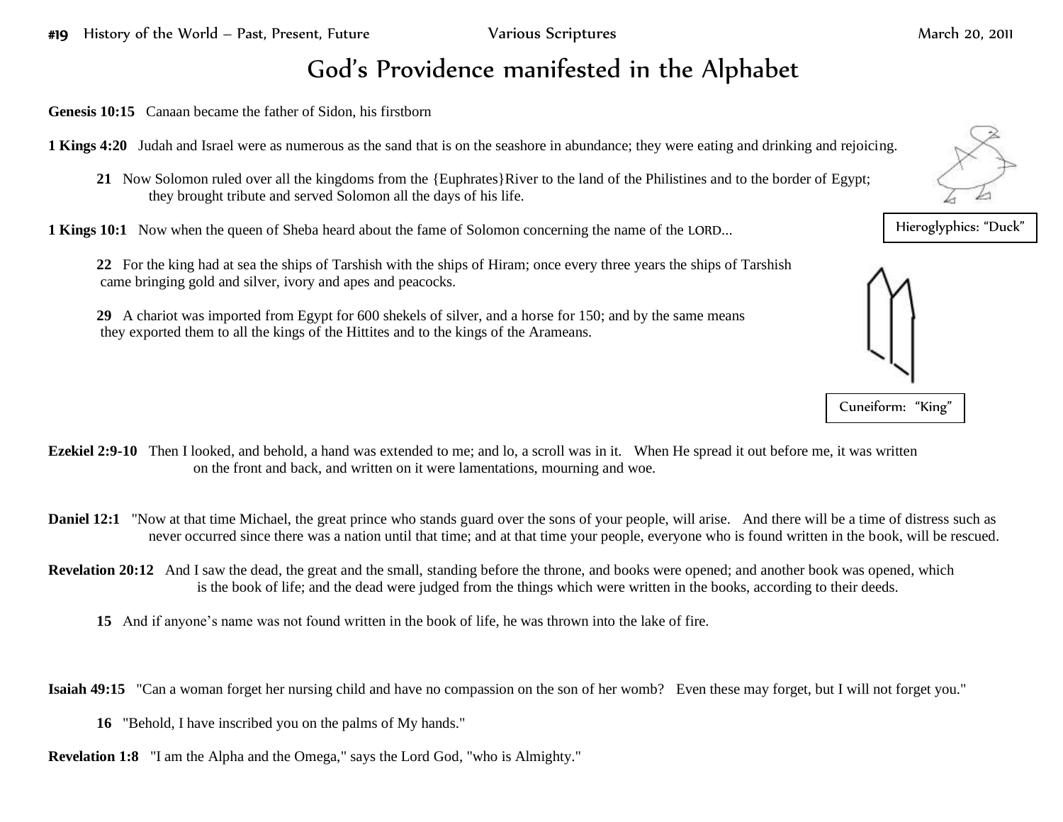# God's Providence manifested in the Alphabet

**Genesis 10:15** Canaan became the father of Sidon, his firstborn

**1 Kings 4:20** Judah and Israel were as numerous as the sand that is on the seashore in abundance; they were eating and drinking and rejoicing.

**21** Now Solomon ruled over all the kingdoms from the {Euphrates}River to the land of the Philistines and to the border of Egypt; they brought tribute and served Solomon all the days of his life.

**1 Kings 10:1** Now when the queen of Sheba heard about the fame of Solomon concerning the name of the LORD...

**22** For the king had at sea the ships of Tarshish with the ships of Hiram; once every three years the ships of Tarshish came bringing gold and silver, ivory and apes and peacocks.

**29** A chariot was imported from Egypt for 600 shekels of silver, and a horse for 150; and by the same means they exported them to all the kings of the Hittites and to the kings of the Arameans.

Hieroglyphics: "Duck"

Cuneiform: "King"

**Ezekiel 2:9-10** Then I looked, and behold, a hand was extended to me; and lo, a scroll was in it. When He spread it out before me, it was written on the front and back, and written on it were lamentations, mourning and woe.

**Daniel 12:1** "Now at that time Michael, the great prince who stands guard over the sons of your people, will arise. And there will be a time of distress such as never occurred since there was a nation until that time; and at that time your people, everyone who is found written in the book, will be rescued.

**Revelation 20:12** And I saw the dead, the great and the small, standing before the throne, and books were opened; and another book was opened, which is the book of life; and the dead were judged from the things which were written in the books, according to their deeds.

**15** And if anyone's name was not found written in the book of life, he was thrown into the lake of fire.

**Isaiah 49:15** "Can a woman forget her nursing child and have no compassion on the son of her womb? Even these may forget, but I will not forget you."

**16** "Behold, I have inscribed you on the palms of My hands."

**Revelation 1:8** "I am the Alpha and the Omega," says the Lord God, "who is Almighty."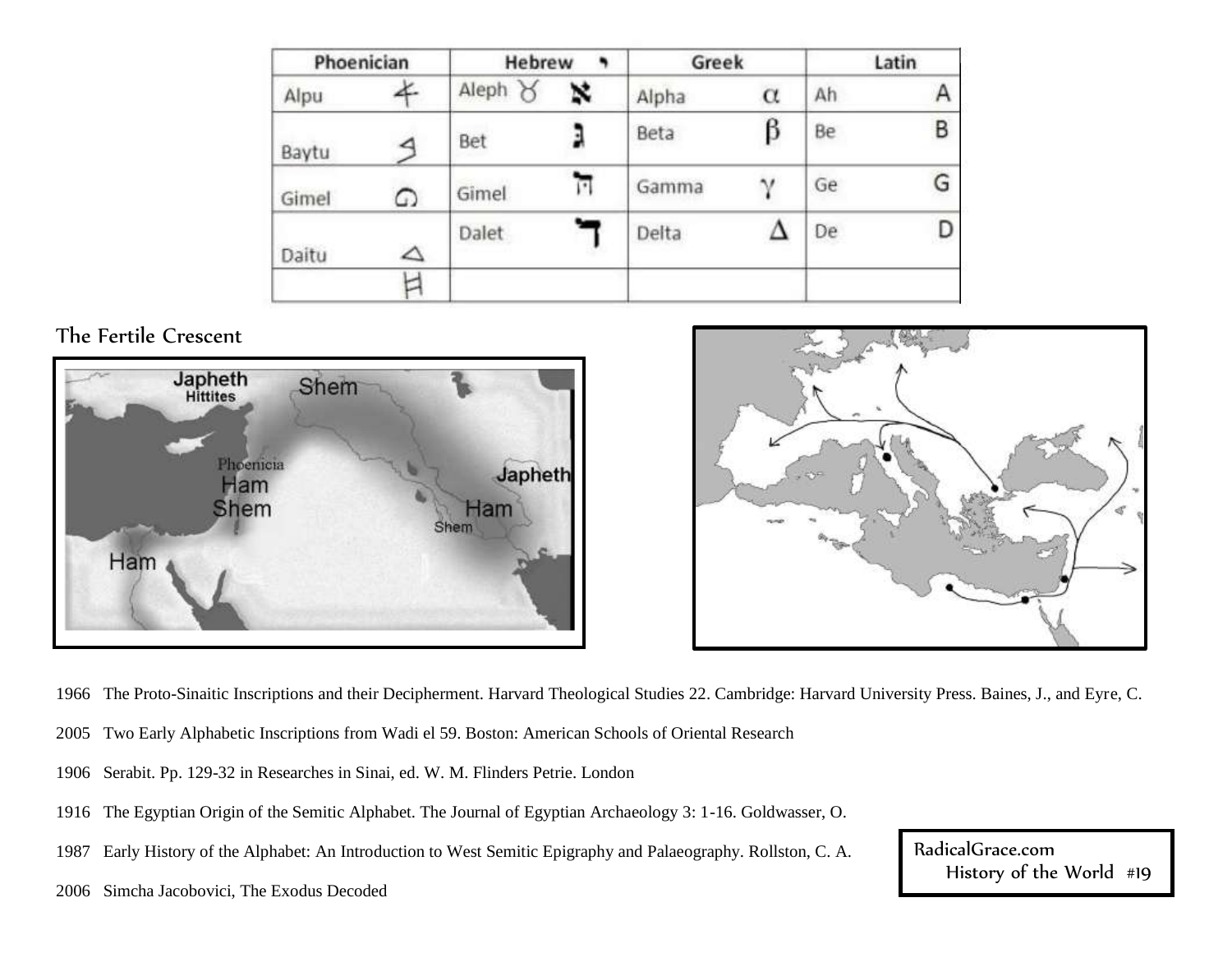| Phoenician | | Hebrew | | Greek | | Latin | |
|---|---|---|---|---|---|---|---|
| Alpu | 𐤀 | Aleph ♉ | א | Alpha | α | Ah | A |
| Baytu | 𐤁 | Bet | ב | Beta | β | Be | B |
| Gimel | | Gimel | ה | Gamma | γ | Ge | G |
| Daitu | ◁ | Dalet | ד | Delta | Δ | De | D |
| | 𐤇 | | | | | | |

## The Fertile Crescent

Japheth
Hittites
Shem
Phoenicia
Ham
Shem
Japheth
Ham
Shem
Ham

1966 The Proto-Sinaitic Inscriptions and their Decipherment. Harvard Theological Studies 22. Cambridge: Harvard University Press. Baines, J., and Eyre, C.

2005 Two Early Alphabetic Inscriptions from Wadi el 59. Boston: American Schools of Oriental Research

1906 Serabit. Pp. 129-32 in Researches in Sinai, ed. W. M. Flinders Petrie. London

1916 The Egyptian Origin of the Semitic Alphabet. The Journal of Egyptian Archaeology 3: 1-16. Goldwasser, O.

1987 Early History of the Alphabet: An Introduction to West Semitic Epigraphy and Palaeography. Rollston, C. A.

2006 Simcha Jacobovici, The Exodus Decoded

RadicalGrace.com
History of the World #19